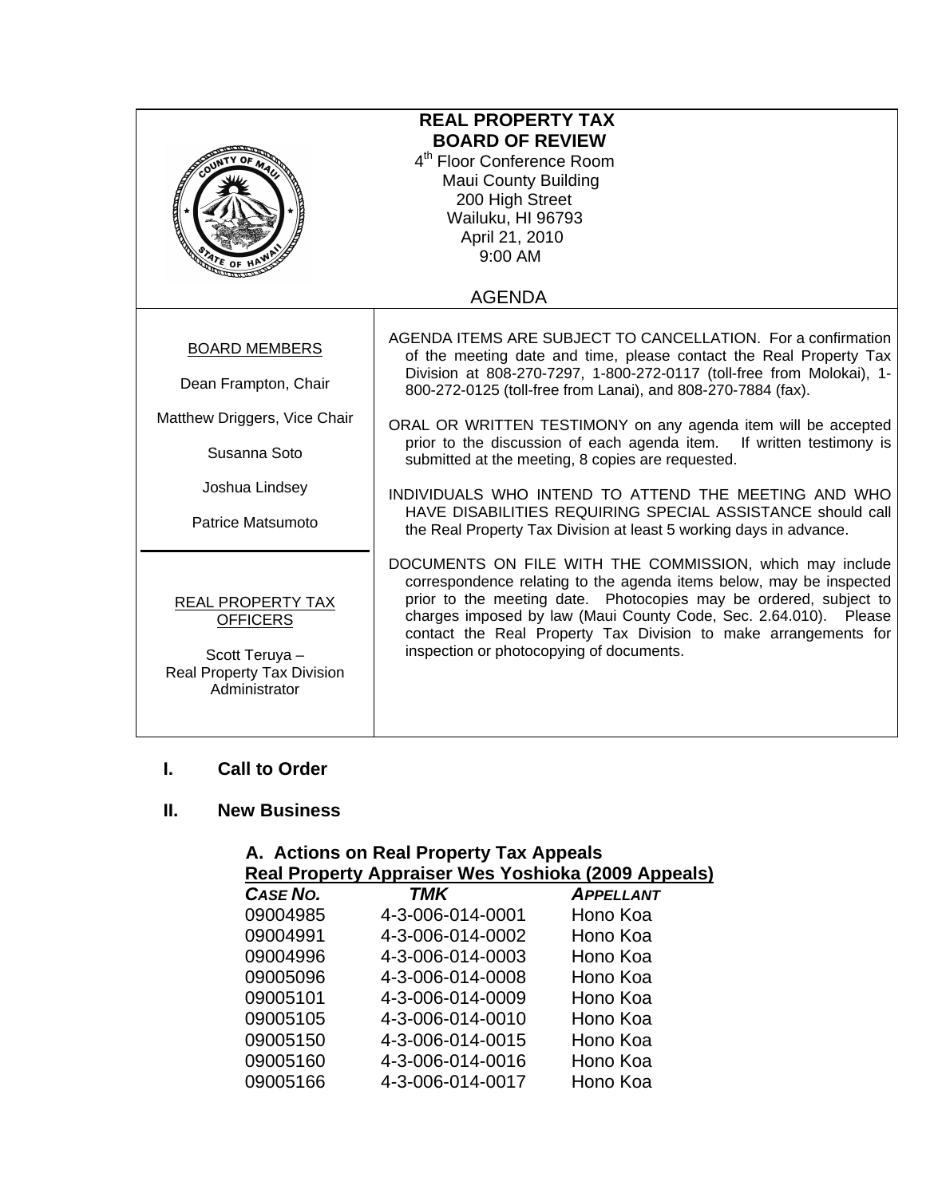# REAL PROPERTY TAX BOARD OF REVIEW

4th Floor Conference Room
Maui County Building
200 High Street
Wailuku, HI 96793
April 21, 2010
9:00 AM

## AGENDA

**BOARD MEMBERS**

Dean Frampton, Chair

Matthew Driggers, Vice Chair

Susanna Soto

Joshua Lindsey

Patrice Matsumoto

**REAL PROPERTY TAX OFFICERS**

Scott Teruya – Real Property Tax Division Administrator

AGENDA ITEMS ARE SUBJECT TO CANCELLATION. For a confirmation of the meeting date and time, please contact the Real Property Tax Division at 808-270-7297, 1-800-272-0117 (toll-free from Molokai), 1-800-272-0125 (toll-free from Lanai), and 808-270-7884 (fax).

ORAL OR WRITTEN TESTIMONY on any agenda item will be accepted prior to the discussion of each agenda item. If written testimony is submitted at the meeting, 8 copies are requested.

INDIVIDUALS WHO INTEND TO ATTEND THE MEETING AND WHO HAVE DISABILITIES REQUIRING SPECIAL ASSISTANCE should call the Real Property Tax Division at least 5 working days in advance.

DOCUMENTS ON FILE WITH THE COMMISSION, which may include correspondence relating to the agenda items below, may be inspected prior to the meeting date. Photocopies may be ordered, subject to charges imposed by law (Maui County Code, Sec. 2.64.010). Please contact the Real Property Tax Division to make arrangements for inspection or photocopying of documents.

## I. Call to Order

## II. New Business

### A. Actions on Real Property Tax Appeals

**Real Property Appraiser Wes Yoshioka (2009 Appeals)**

| *CASE NO.* | *TMK* | *APPELLANT* |
|---|---|---|
| 09004985 | 4-3-006-014-0001 | Hono Koa |
| 09004991 | 4-3-006-014-0002 | Hono Koa |
| 09004996 | 4-3-006-014-0003 | Hono Koa |
| 09005096 | 4-3-006-014-0008 | Hono Koa |
| 09005101 | 4-3-006-014-0009 | Hono Koa |
| 09005105 | 4-3-006-014-0010 | Hono Koa |
| 09005150 | 4-3-006-014-0015 | Hono Koa |
| 09005160 | 4-3-006-014-0016 | Hono Koa |
| 09005166 | 4-3-006-014-0017 | Hono Koa |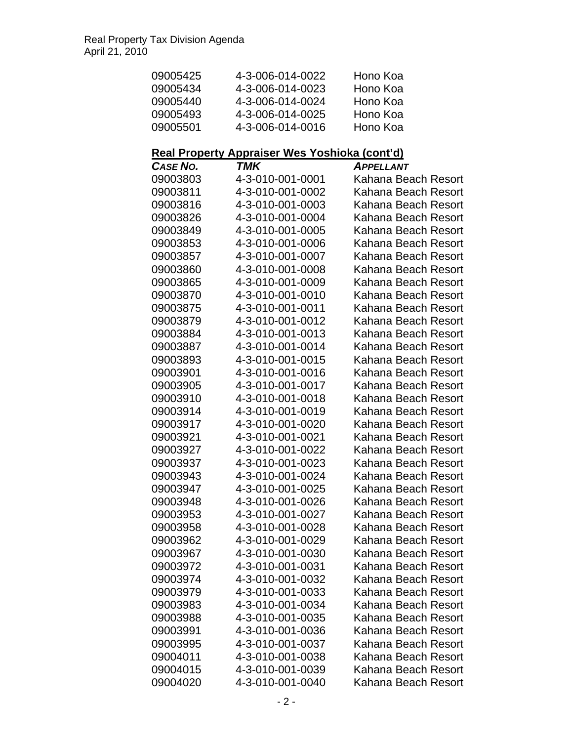| | | |
|---|---|---|
| 09005425 | 4-3-006-014-0022 | Hono Koa |
| 09005434 | 4-3-006-014-0023 | Hono Koa |
| 09005440 | 4-3-006-014-0024 | Hono Koa |
| 09005493 | 4-3-006-014-0025 | Hono Koa |
| 09005501 | 4-3-006-014-0016 | Hono Koa |

**Real Property Appraiser Wes Yoshioka (cont'd)**

| *CASE NO.* | *TMK* | *APPELLANT* |
|---|---|---|
| 09003803 | 4-3-010-001-0001 | Kahana Beach Resort |
| 09003811 | 4-3-010-001-0002 | Kahana Beach Resort |
| 09003816 | 4-3-010-001-0003 | Kahana Beach Resort |
| 09003826 | 4-3-010-001-0004 | Kahana Beach Resort |
| 09003849 | 4-3-010-001-0005 | Kahana Beach Resort |
| 09003853 | 4-3-010-001-0006 | Kahana Beach Resort |
| 09003857 | 4-3-010-001-0007 | Kahana Beach Resort |
| 09003860 | 4-3-010-001-0008 | Kahana Beach Resort |
| 09003865 | 4-3-010-001-0009 | Kahana Beach Resort |
| 09003870 | 4-3-010-001-0010 | Kahana Beach Resort |
| 09003875 | 4-3-010-001-0011 | Kahana Beach Resort |
| 09003879 | 4-3-010-001-0012 | Kahana Beach Resort |
| 09003884 | 4-3-010-001-0013 | Kahana Beach Resort |
| 09003887 | 4-3-010-001-0014 | Kahana Beach Resort |
| 09003893 | 4-3-010-001-0015 | Kahana Beach Resort |
| 09003901 | 4-3-010-001-0016 | Kahana Beach Resort |
| 09003905 | 4-3-010-001-0017 | Kahana Beach Resort |
| 09003910 | 4-3-010-001-0018 | Kahana Beach Resort |
| 09003914 | 4-3-010-001-0019 | Kahana Beach Resort |
| 09003917 | 4-3-010-001-0020 | Kahana Beach Resort |
| 09003921 | 4-3-010-001-0021 | Kahana Beach Resort |
| 09003927 | 4-3-010-001-0022 | Kahana Beach Resort |
| 09003937 | 4-3-010-001-0023 | Kahana Beach Resort |
| 09003943 | 4-3-010-001-0024 | Kahana Beach Resort |
| 09003947 | 4-3-010-001-0025 | Kahana Beach Resort |
| 09003948 | 4-3-010-001-0026 | Kahana Beach Resort |
| 09003953 | 4-3-010-001-0027 | Kahana Beach Resort |
| 09003958 | 4-3-010-001-0028 | Kahana Beach Resort |
| 09003962 | 4-3-010-001-0029 | Kahana Beach Resort |
| 09003967 | 4-3-010-001-0030 | Kahana Beach Resort |
| 09003972 | 4-3-010-001-0031 | Kahana Beach Resort |
| 09003974 | 4-3-010-001-0032 | Kahana Beach Resort |
| 09003979 | 4-3-010-001-0033 | Kahana Beach Resort |
| 09003983 | 4-3-010-001-0034 | Kahana Beach Resort |
| 09003988 | 4-3-010-001-0035 | Kahana Beach Resort |
| 09003991 | 4-3-010-001-0036 | Kahana Beach Resort |
| 09003995 | 4-3-010-001-0037 | Kahana Beach Resort |
| 09004011 | 4-3-010-001-0038 | Kahana Beach Resort |
| 09004015 | 4-3-010-001-0039 | Kahana Beach Resort |
| 09004020 | 4-3-010-001-0040 | Kahana Beach Resort |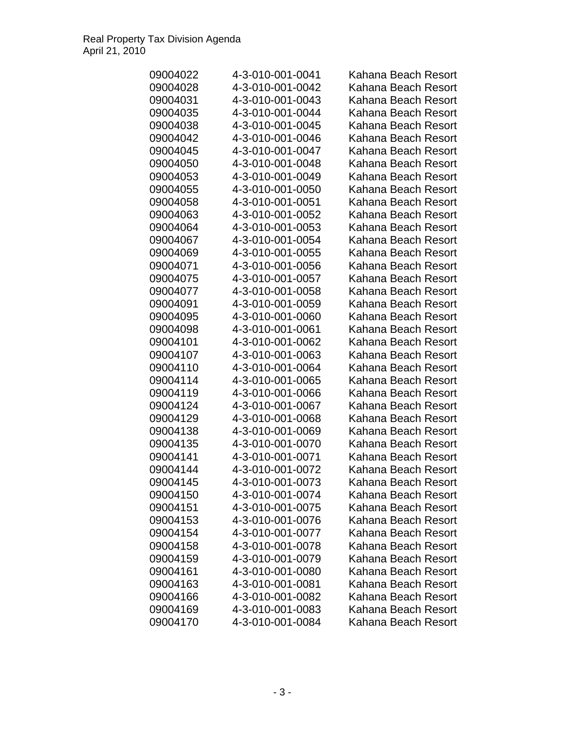| | | |
|---|---|---|
| 09004022 | 4-3-010-001-0041 | Kahana Beach Resort |
| 09004028 | 4-3-010-001-0042 | Kahana Beach Resort |
| 09004031 | 4-3-010-001-0043 | Kahana Beach Resort |
| 09004035 | 4-3-010-001-0044 | Kahana Beach Resort |
| 09004038 | 4-3-010-001-0045 | Kahana Beach Resort |
| 09004042 | 4-3-010-001-0046 | Kahana Beach Resort |
| 09004045 | 4-3-010-001-0047 | Kahana Beach Resort |
| 09004050 | 4-3-010-001-0048 | Kahana Beach Resort |
| 09004053 | 4-3-010-001-0049 | Kahana Beach Resort |
| 09004055 | 4-3-010-001-0050 | Kahana Beach Resort |
| 09004058 | 4-3-010-001-0051 | Kahana Beach Resort |
| 09004063 | 4-3-010-001-0052 | Kahana Beach Resort |
| 09004064 | 4-3-010-001-0053 | Kahana Beach Resort |
| 09004067 | 4-3-010-001-0054 | Kahana Beach Resort |
| 09004069 | 4-3-010-001-0055 | Kahana Beach Resort |
| 09004071 | 4-3-010-001-0056 | Kahana Beach Resort |
| 09004075 | 4-3-010-001-0057 | Kahana Beach Resort |
| 09004077 | 4-3-010-001-0058 | Kahana Beach Resort |
| 09004091 | 4-3-010-001-0059 | Kahana Beach Resort |
| 09004095 | 4-3-010-001-0060 | Kahana Beach Resort |
| 09004098 | 4-3-010-001-0061 | Kahana Beach Resort |
| 09004101 | 4-3-010-001-0062 | Kahana Beach Resort |
| 09004107 | 4-3-010-001-0063 | Kahana Beach Resort |
| 09004110 | 4-3-010-001-0064 | Kahana Beach Resort |
| 09004114 | 4-3-010-001-0065 | Kahana Beach Resort |
| 09004119 | 4-3-010-001-0066 | Kahana Beach Resort |
| 09004124 | 4-3-010-001-0067 | Kahana Beach Resort |
| 09004129 | 4-3-010-001-0068 | Kahana Beach Resort |
| 09004138 | 4-3-010-001-0069 | Kahana Beach Resort |
| 09004135 | 4-3-010-001-0070 | Kahana Beach Resort |
| 09004141 | 4-3-010-001-0071 | Kahana Beach Resort |
| 09004144 | 4-3-010-001-0072 | Kahana Beach Resort |
| 09004145 | 4-3-010-001-0073 | Kahana Beach Resort |
| 09004150 | 4-3-010-001-0074 | Kahana Beach Resort |
| 09004151 | 4-3-010-001-0075 | Kahana Beach Resort |
| 09004153 | 4-3-010-001-0076 | Kahana Beach Resort |
| 09004154 | 4-3-010-001-0077 | Kahana Beach Resort |
| 09004158 | 4-3-010-001-0078 | Kahana Beach Resort |
| 09004159 | 4-3-010-001-0079 | Kahana Beach Resort |
| 09004161 | 4-3-010-001-0080 | Kahana Beach Resort |
| 09004163 | 4-3-010-001-0081 | Kahana Beach Resort |
| 09004166 | 4-3-010-001-0082 | Kahana Beach Resort |
| 09004169 | 4-3-010-001-0083 | Kahana Beach Resort |
| 09004170 | 4-3-010-001-0084 | Kahana Beach Resort |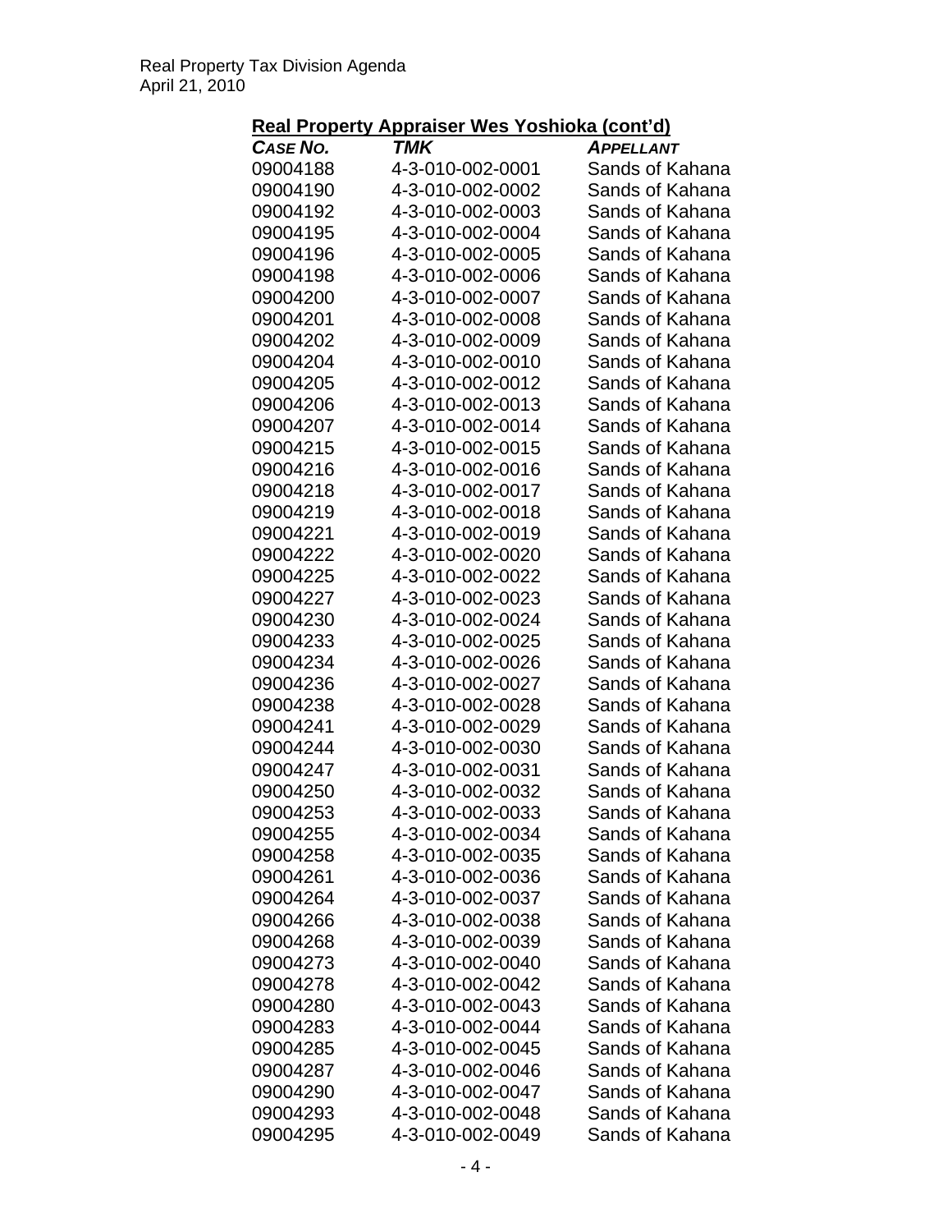**Real Property Appraiser Wes Yoshioka (cont'd)**

| CASE NO. | TMK | APPELLANT |
|---|---|---|
| 09004188 | 4-3-010-002-0001 | Sands of Kahana |
| 09004190 | 4-3-010-002-0002 | Sands of Kahana |
| 09004192 | 4-3-010-002-0003 | Sands of Kahana |
| 09004195 | 4-3-010-002-0004 | Sands of Kahana |
| 09004196 | 4-3-010-002-0005 | Sands of Kahana |
| 09004198 | 4-3-010-002-0006 | Sands of Kahana |
| 09004200 | 4-3-010-002-0007 | Sands of Kahana |
| 09004201 | 4-3-010-002-0008 | Sands of Kahana |
| 09004202 | 4-3-010-002-0009 | Sands of Kahana |
| 09004204 | 4-3-010-002-0010 | Sands of Kahana |
| 09004205 | 4-3-010-002-0012 | Sands of Kahana |
| 09004206 | 4-3-010-002-0013 | Sands of Kahana |
| 09004207 | 4-3-010-002-0014 | Sands of Kahana |
| 09004215 | 4-3-010-002-0015 | Sands of Kahana |
| 09004216 | 4-3-010-002-0016 | Sands of Kahana |
| 09004218 | 4-3-010-002-0017 | Sands of Kahana |
| 09004219 | 4-3-010-002-0018 | Sands of Kahana |
| 09004221 | 4-3-010-002-0019 | Sands of Kahana |
| 09004222 | 4-3-010-002-0020 | Sands of Kahana |
| 09004225 | 4-3-010-002-0022 | Sands of Kahana |
| 09004227 | 4-3-010-002-0023 | Sands of Kahana |
| 09004230 | 4-3-010-002-0024 | Sands of Kahana |
| 09004233 | 4-3-010-002-0025 | Sands of Kahana |
| 09004234 | 4-3-010-002-0026 | Sands of Kahana |
| 09004236 | 4-3-010-002-0027 | Sands of Kahana |
| 09004238 | 4-3-010-002-0028 | Sands of Kahana |
| 09004241 | 4-3-010-002-0029 | Sands of Kahana |
| 09004244 | 4-3-010-002-0030 | Sands of Kahana |
| 09004247 | 4-3-010-002-0031 | Sands of Kahana |
| 09004250 | 4-3-010-002-0032 | Sands of Kahana |
| 09004253 | 4-3-010-002-0033 | Sands of Kahana |
| 09004255 | 4-3-010-002-0034 | Sands of Kahana |
| 09004258 | 4-3-010-002-0035 | Sands of Kahana |
| 09004261 | 4-3-010-002-0036 | Sands of Kahana |
| 09004264 | 4-3-010-002-0037 | Sands of Kahana |
| 09004266 | 4-3-010-002-0038 | Sands of Kahana |
| 09004268 | 4-3-010-002-0039 | Sands of Kahana |
| 09004273 | 4-3-010-002-0040 | Sands of Kahana |
| 09004278 | 4-3-010-002-0042 | Sands of Kahana |
| 09004280 | 4-3-010-002-0043 | Sands of Kahana |
| 09004283 | 4-3-010-002-0044 | Sands of Kahana |
| 09004285 | 4-3-010-002-0045 | Sands of Kahana |
| 09004287 | 4-3-010-002-0046 | Sands of Kahana |
| 09004290 | 4-3-010-002-0047 | Sands of Kahana |
| 09004293 | 4-3-010-002-0048 | Sands of Kahana |
| 09004295 | 4-3-010-002-0049 | Sands of Kahana |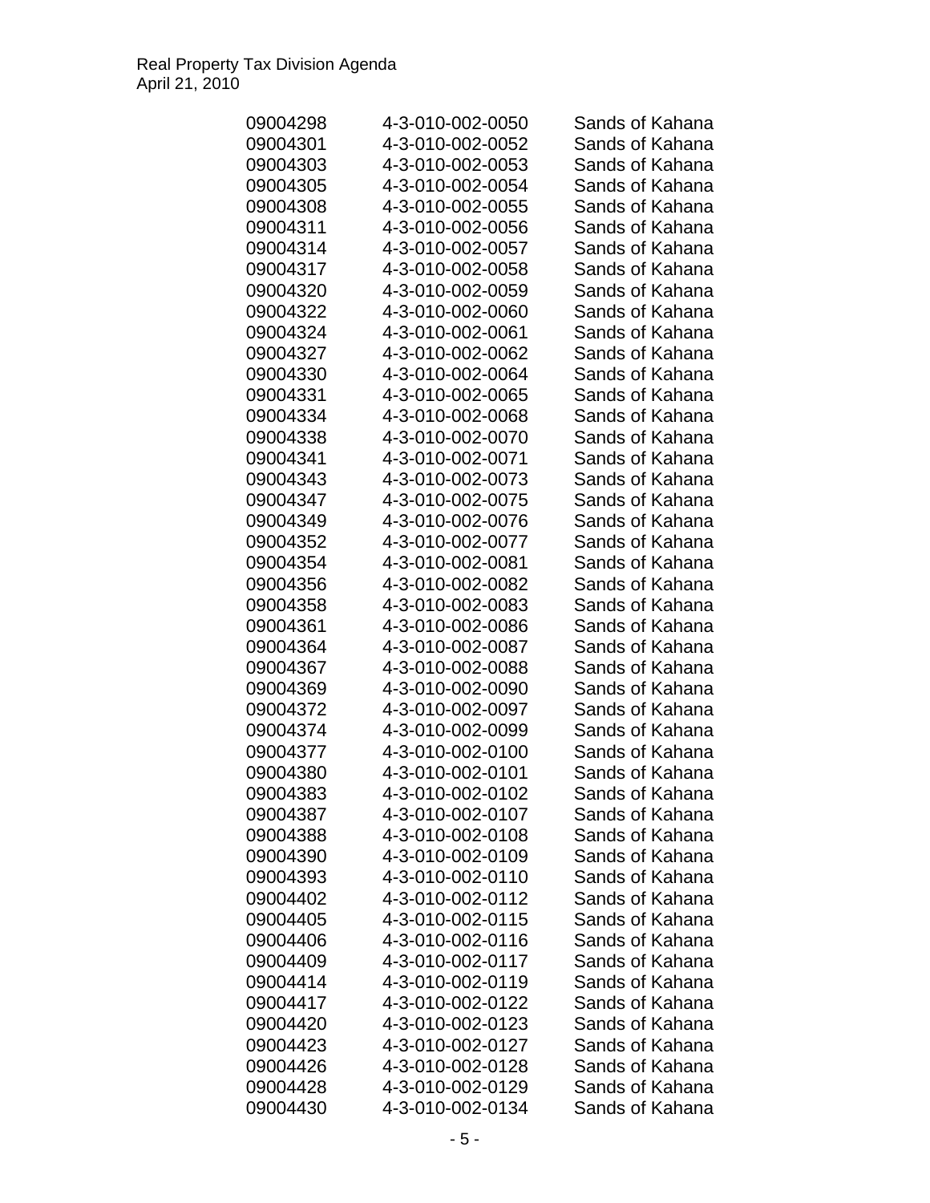| | | |
|---|---|---|
| 09004298 | 4-3-010-002-0050 | Sands of Kahana |
| 09004301 | 4-3-010-002-0052 | Sands of Kahana |
| 09004303 | 4-3-010-002-0053 | Sands of Kahana |
| 09004305 | 4-3-010-002-0054 | Sands of Kahana |
| 09004308 | 4-3-010-002-0055 | Sands of Kahana |
| 09004311 | 4-3-010-002-0056 | Sands of Kahana |
| 09004314 | 4-3-010-002-0057 | Sands of Kahana |
| 09004317 | 4-3-010-002-0058 | Sands of Kahana |
| 09004320 | 4-3-010-002-0059 | Sands of Kahana |
| 09004322 | 4-3-010-002-0060 | Sands of Kahana |
| 09004324 | 4-3-010-002-0061 | Sands of Kahana |
| 09004327 | 4-3-010-002-0062 | Sands of Kahana |
| 09004330 | 4-3-010-002-0064 | Sands of Kahana |
| 09004331 | 4-3-010-002-0065 | Sands of Kahana |
| 09004334 | 4-3-010-002-0068 | Sands of Kahana |
| 09004338 | 4-3-010-002-0070 | Sands of Kahana |
| 09004341 | 4-3-010-002-0071 | Sands of Kahana |
| 09004343 | 4-3-010-002-0073 | Sands of Kahana |
| 09004347 | 4-3-010-002-0075 | Sands of Kahana |
| 09004349 | 4-3-010-002-0076 | Sands of Kahana |
| 09004352 | 4-3-010-002-0077 | Sands of Kahana |
| 09004354 | 4-3-010-002-0081 | Sands of Kahana |
| 09004356 | 4-3-010-002-0082 | Sands of Kahana |
| 09004358 | 4-3-010-002-0083 | Sands of Kahana |
| 09004361 | 4-3-010-002-0086 | Sands of Kahana |
| 09004364 | 4-3-010-002-0087 | Sands of Kahana |
| 09004367 | 4-3-010-002-0088 | Sands of Kahana |
| 09004369 | 4-3-010-002-0090 | Sands of Kahana |
| 09004372 | 4-3-010-002-0097 | Sands of Kahana |
| 09004374 | 4-3-010-002-0099 | Sands of Kahana |
| 09004377 | 4-3-010-002-0100 | Sands of Kahana |
| 09004380 | 4-3-010-002-0101 | Sands of Kahana |
| 09004383 | 4-3-010-002-0102 | Sands of Kahana |
| 09004387 | 4-3-010-002-0107 | Sands of Kahana |
| 09004388 | 4-3-010-002-0108 | Sands of Kahana |
| 09004390 | 4-3-010-002-0109 | Sands of Kahana |
| 09004393 | 4-3-010-002-0110 | Sands of Kahana |
| 09004402 | 4-3-010-002-0112 | Sands of Kahana |
| 09004405 | 4-3-010-002-0115 | Sands of Kahana |
| 09004406 | 4-3-010-002-0116 | Sands of Kahana |
| 09004409 | 4-3-010-002-0117 | Sands of Kahana |
| 09004414 | 4-3-010-002-0119 | Sands of Kahana |
| 09004417 | 4-3-010-002-0122 | Sands of Kahana |
| 09004420 | 4-3-010-002-0123 | Sands of Kahana |
| 09004423 | 4-3-010-002-0127 | Sands of Kahana |
| 09004426 | 4-3-010-002-0128 | Sands of Kahana |
| 09004428 | 4-3-010-002-0129 | Sands of Kahana |
| 09004430 | 4-3-010-002-0134 | Sands of Kahana |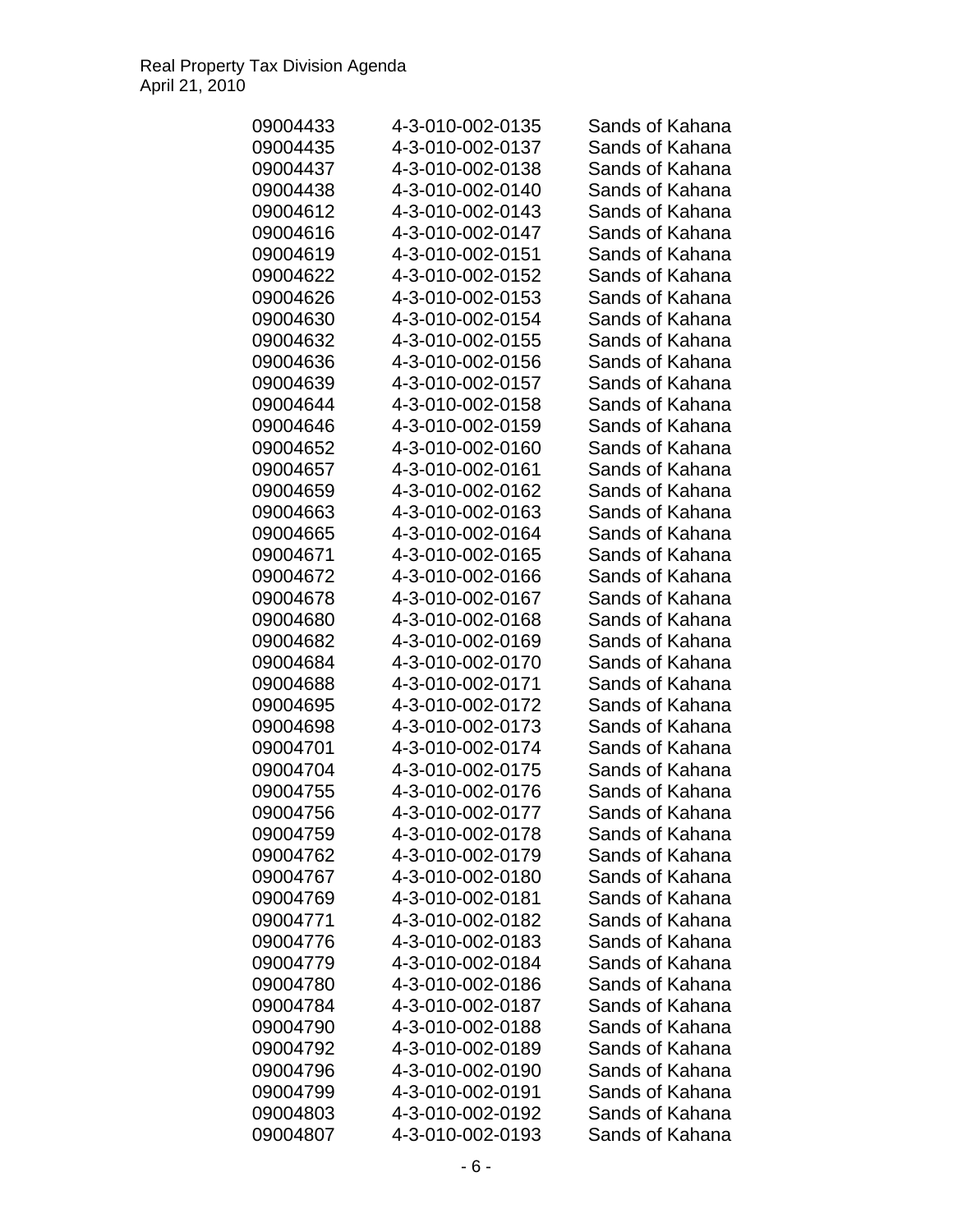| | | |
|---|---|---|
| 09004433 | 4-3-010-002-0135 | Sands of Kahana |
| 09004435 | 4-3-010-002-0137 | Sands of Kahana |
| 09004437 | 4-3-010-002-0138 | Sands of Kahana |
| 09004438 | 4-3-010-002-0140 | Sands of Kahana |
| 09004612 | 4-3-010-002-0143 | Sands of Kahana |
| 09004616 | 4-3-010-002-0147 | Sands of Kahana |
| 09004619 | 4-3-010-002-0151 | Sands of Kahana |
| 09004622 | 4-3-010-002-0152 | Sands of Kahana |
| 09004626 | 4-3-010-002-0153 | Sands of Kahana |
| 09004630 | 4-3-010-002-0154 | Sands of Kahana |
| 09004632 | 4-3-010-002-0155 | Sands of Kahana |
| 09004636 | 4-3-010-002-0156 | Sands of Kahana |
| 09004639 | 4-3-010-002-0157 | Sands of Kahana |
| 09004644 | 4-3-010-002-0158 | Sands of Kahana |
| 09004646 | 4-3-010-002-0159 | Sands of Kahana |
| 09004652 | 4-3-010-002-0160 | Sands of Kahana |
| 09004657 | 4-3-010-002-0161 | Sands of Kahana |
| 09004659 | 4-3-010-002-0162 | Sands of Kahana |
| 09004663 | 4-3-010-002-0163 | Sands of Kahana |
| 09004665 | 4-3-010-002-0164 | Sands of Kahana |
| 09004671 | 4-3-010-002-0165 | Sands of Kahana |
| 09004672 | 4-3-010-002-0166 | Sands of Kahana |
| 09004678 | 4-3-010-002-0167 | Sands of Kahana |
| 09004680 | 4-3-010-002-0168 | Sands of Kahana |
| 09004682 | 4-3-010-002-0169 | Sands of Kahana |
| 09004684 | 4-3-010-002-0170 | Sands of Kahana |
| 09004688 | 4-3-010-002-0171 | Sands of Kahana |
| 09004695 | 4-3-010-002-0172 | Sands of Kahana |
| 09004698 | 4-3-010-002-0173 | Sands of Kahana |
| 09004701 | 4-3-010-002-0174 | Sands of Kahana |
| 09004704 | 4-3-010-002-0175 | Sands of Kahana |
| 09004755 | 4-3-010-002-0176 | Sands of Kahana |
| 09004756 | 4-3-010-002-0177 | Sands of Kahana |
| 09004759 | 4-3-010-002-0178 | Sands of Kahana |
| 09004762 | 4-3-010-002-0179 | Sands of Kahana |
| 09004767 | 4-3-010-002-0180 | Sands of Kahana |
| 09004769 | 4-3-010-002-0181 | Sands of Kahana |
| 09004771 | 4-3-010-002-0182 | Sands of Kahana |
| 09004776 | 4-3-010-002-0183 | Sands of Kahana |
| 09004779 | 4-3-010-002-0184 | Sands of Kahana |
| 09004780 | 4-3-010-002-0186 | Sands of Kahana |
| 09004784 | 4-3-010-002-0187 | Sands of Kahana |
| 09004790 | 4-3-010-002-0188 | Sands of Kahana |
| 09004792 | 4-3-010-002-0189 | Sands of Kahana |
| 09004796 | 4-3-010-002-0190 | Sands of Kahana |
| 09004799 | 4-3-010-002-0191 | Sands of Kahana |
| 09004803 | 4-3-010-002-0192 | Sands of Kahana |
| 09004807 | 4-3-010-002-0193 | Sands of Kahana |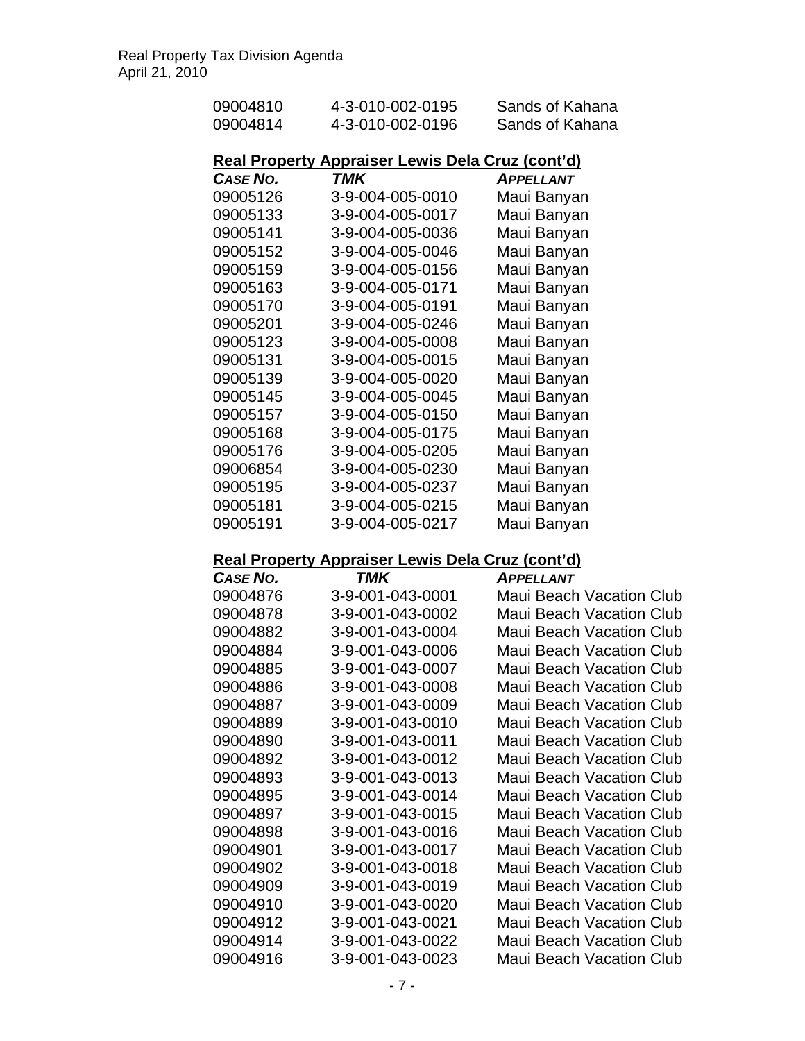| | | |
|---|---|---|
| 09004810 | 4-3-010-002-0195 | Sands of Kahana |
| 09004814 | 4-3-010-002-0196 | Sands of Kahana |

**Real Property Appraiser Lewis Dela Cruz (cont'd)**

| *CASE NO.* | *TMK* | *APPELLANT* |
|---|---|---|
| 09005126 | 3-9-004-005-0010 | Maui Banyan |
| 09005133 | 3-9-004-005-0017 | Maui Banyan |
| 09005141 | 3-9-004-005-0036 | Maui Banyan |
| 09005152 | 3-9-004-005-0046 | Maui Banyan |
| 09005159 | 3-9-004-005-0156 | Maui Banyan |
| 09005163 | 3-9-004-005-0171 | Maui Banyan |
| 09005170 | 3-9-004-005-0191 | Maui Banyan |
| 09005201 | 3-9-004-005-0246 | Maui Banyan |
| 09005123 | 3-9-004-005-0008 | Maui Banyan |
| 09005131 | 3-9-004-005-0015 | Maui Banyan |
| 09005139 | 3-9-004-005-0020 | Maui Banyan |
| 09005145 | 3-9-004-005-0045 | Maui Banyan |
| 09005157 | 3-9-004-005-0150 | Maui Banyan |
| 09005168 | 3-9-004-005-0175 | Maui Banyan |
| 09005176 | 3-9-004-005-0205 | Maui Banyan |
| 09006854 | 3-9-004-005-0230 | Maui Banyan |
| 09005195 | 3-9-004-005-0237 | Maui Banyan |
| 09005181 | 3-9-004-005-0215 | Maui Banyan |
| 09005191 | 3-9-004-005-0217 | Maui Banyan |

**Real Property Appraiser Lewis Dela Cruz (cont'd)**

| *CASE NO.* | *TMK* | *APPELLANT* |
|---|---|---|
| 09004876 | 3-9-001-043-0001 | Maui Beach Vacation Club |
| 09004878 | 3-9-001-043-0002 | Maui Beach Vacation Club |
| 09004882 | 3-9-001-043-0004 | Maui Beach Vacation Club |
| 09004884 | 3-9-001-043-0006 | Maui Beach Vacation Club |
| 09004885 | 3-9-001-043-0007 | Maui Beach Vacation Club |
| 09004886 | 3-9-001-043-0008 | Maui Beach Vacation Club |
| 09004887 | 3-9-001-043-0009 | Maui Beach Vacation Club |
| 09004889 | 3-9-001-043-0010 | Maui Beach Vacation Club |
| 09004890 | 3-9-001-043-0011 | Maui Beach Vacation Club |
| 09004892 | 3-9-001-043-0012 | Maui Beach Vacation Club |
| 09004893 | 3-9-001-043-0013 | Maui Beach Vacation Club |
| 09004895 | 3-9-001-043-0014 | Maui Beach Vacation Club |
| 09004897 | 3-9-001-043-0015 | Maui Beach Vacation Club |
| 09004898 | 3-9-001-043-0016 | Maui Beach Vacation Club |
| 09004901 | 3-9-001-043-0017 | Maui Beach Vacation Club |
| 09004902 | 3-9-001-043-0018 | Maui Beach Vacation Club |
| 09004909 | 3-9-001-043-0019 | Maui Beach Vacation Club |
| 09004910 | 3-9-001-043-0020 | Maui Beach Vacation Club |
| 09004912 | 3-9-001-043-0021 | Maui Beach Vacation Club |
| 09004914 | 3-9-001-043-0022 | Maui Beach Vacation Club |
| 09004916 | 3-9-001-043-0023 | Maui Beach Vacation Club |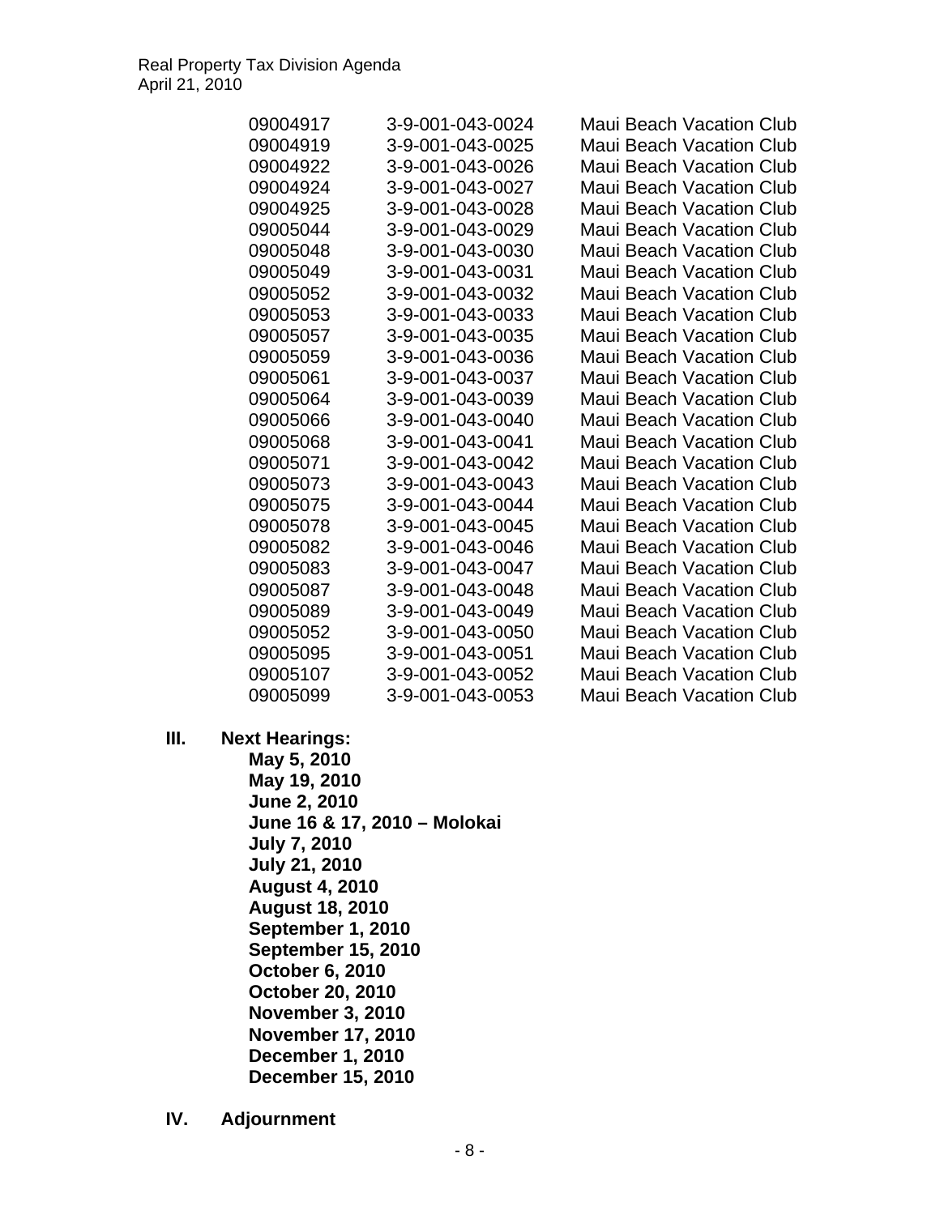| | | |
|---|---|---|
| 09004917 | 3-9-001-043-0024 | Maui Beach Vacation Club |
| 09004919 | 3-9-001-043-0025 | Maui Beach Vacation Club |
| 09004922 | 3-9-001-043-0026 | Maui Beach Vacation Club |
| 09004924 | 3-9-001-043-0027 | Maui Beach Vacation Club |
| 09004925 | 3-9-001-043-0028 | Maui Beach Vacation Club |
| 09005044 | 3-9-001-043-0029 | Maui Beach Vacation Club |
| 09005048 | 3-9-001-043-0030 | Maui Beach Vacation Club |
| 09005049 | 3-9-001-043-0031 | Maui Beach Vacation Club |
| 09005052 | 3-9-001-043-0032 | Maui Beach Vacation Club |
| 09005053 | 3-9-001-043-0033 | Maui Beach Vacation Club |
| 09005057 | 3-9-001-043-0035 | Maui Beach Vacation Club |
| 09005059 | 3-9-001-043-0036 | Maui Beach Vacation Club |
| 09005061 | 3-9-001-043-0037 | Maui Beach Vacation Club |
| 09005064 | 3-9-001-043-0039 | Maui Beach Vacation Club |
| 09005066 | 3-9-001-043-0040 | Maui Beach Vacation Club |
| 09005068 | 3-9-001-043-0041 | Maui Beach Vacation Club |
| 09005071 | 3-9-001-043-0042 | Maui Beach Vacation Club |
| 09005073 | 3-9-001-043-0043 | Maui Beach Vacation Club |
| 09005075 | 3-9-001-043-0044 | Maui Beach Vacation Club |
| 09005078 | 3-9-001-043-0045 | Maui Beach Vacation Club |
| 09005082 | 3-9-001-043-0046 | Maui Beach Vacation Club |
| 09005083 | 3-9-001-043-0047 | Maui Beach Vacation Club |
| 09005087 | 3-9-001-043-0048 | Maui Beach Vacation Club |
| 09005089 | 3-9-001-043-0049 | Maui Beach Vacation Club |
| 09005052 | 3-9-001-043-0050 | Maui Beach Vacation Club |
| 09005095 | 3-9-001-043-0051 | Maui Beach Vacation Club |
| 09005107 | 3-9-001-043-0052 | Maui Beach Vacation Club |
| 09005099 | 3-9-001-043-0053 | Maui Beach Vacation Club |

## III. Next Hearings:

**May 5, 2010**
**May 19, 2010**
**June 2, 2010**
**June 16 & 17, 2010 – Molokai**
**July 7, 2010**
**July 21, 2010**
**August 4, 2010**
**August 18, 2010**
**September 1, 2010**
**September 15, 2010**
**October 6, 2010**
**October 20, 2010**
**November 3, 2010**
**November 17, 2010**
**December 1, 2010**
**December 15, 2010**

## IV. Adjournment